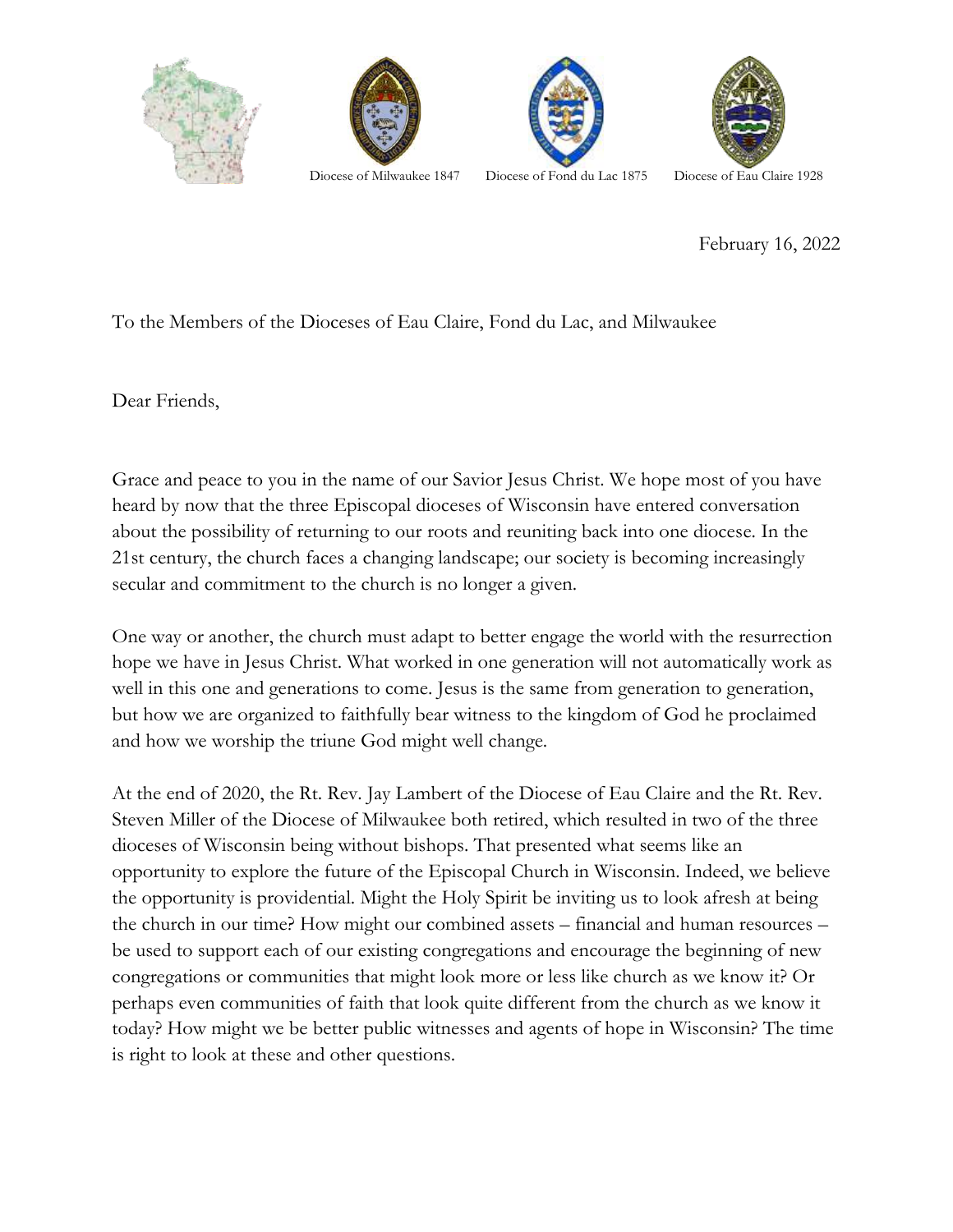Diocese of Milwaukee 1847    Diocese of Fond du Lac 1875    Diocese of Eau Claire 1928

February 16, 2022

To the Members of the Dioceses of Eau Claire, Fond du Lac, and Milwaukee

Dear Friends,

Grace and peace to you in the name of our Savior Jesus Christ. We hope most of you have heard by now that the three Episcopal dioceses of Wisconsin have entered conversation about the possibility of returning to our roots and reuniting back into one diocese. In the 21st century, the church faces a changing landscape; our society is becoming increasingly secular and commitment to the church is no longer a given.

One way or another, the church must adapt to better engage the world with the resurrection hope we have in Jesus Christ. What worked in one generation will not automatically work as well in this one and generations to come. Jesus is the same from generation to generation, but how we are organized to faithfully bear witness to the kingdom of God he proclaimed and how we worship the triune God might well change.

At the end of 2020, the Rt. Rev. Jay Lambert of the Diocese of Eau Claire and the Rt. Rev. Steven Miller of the Diocese of Milwaukee both retired, which resulted in two of the three dioceses of Wisconsin being without bishops. That presented what seems like an opportunity to explore the future of the Episcopal Church in Wisconsin. Indeed, we believe the opportunity is providential. Might the Holy Spirit be inviting us to look afresh at being the church in our time? How might our combined assets – financial and human resources – be used to support each of our existing congregations and encourage the beginning of new congregations or communities that might look more or less like church as we know it? Or perhaps even communities of faith that look quite different from the church as we know it today? How might we be better public witnesses and agents of hope in Wisconsin? The time is right to look at these and other questions.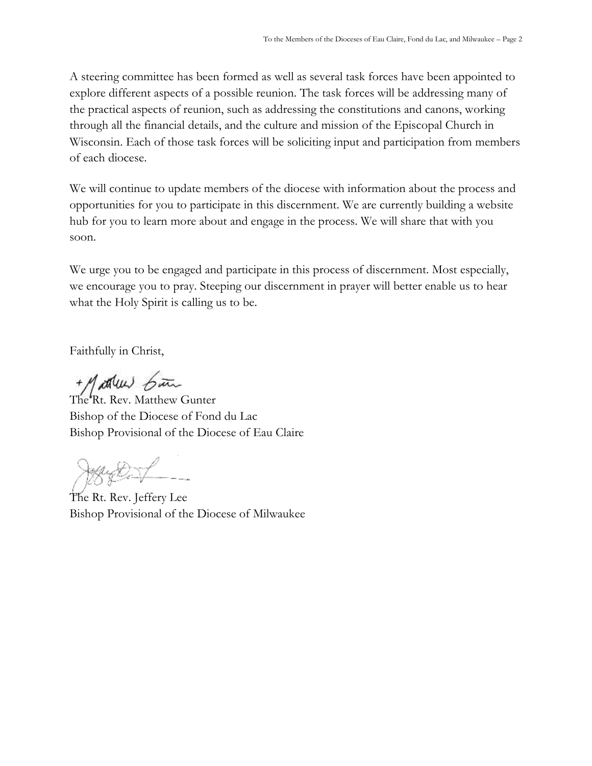A steering committee has been formed as well as several task forces have been appointed to explore different aspects of a possible reunion. The task forces will be addressing many of the practical aspects of reunion, such as addressing the constitutions and canons, working through all the financial details, and the culture and mission of the Episcopal Church in Wisconsin. Each of those task forces will be soliciting input and participation from members of each diocese.

We will continue to update members of the diocese with information about the process and opportunities for you to participate in this discernment. We are currently building a website hub for you to learn more about and engage in the process. We will share that with you soon.

We urge you to be engaged and participate in this process of discernment. Most especially, we encourage you to pray. Steeping our discernment in prayer will better enable us to hear what the Holy Spirit is calling us to be.

Faithfully in Christ,

The Rt. Rev. Matthew Gunter
Bishop of the Diocese of Fond du Lac
Bishop Provisional of the Diocese of Eau Claire

The Rt. Rev. Jeffery Lee
Bishop Provisional of the Diocese of Milwaukee